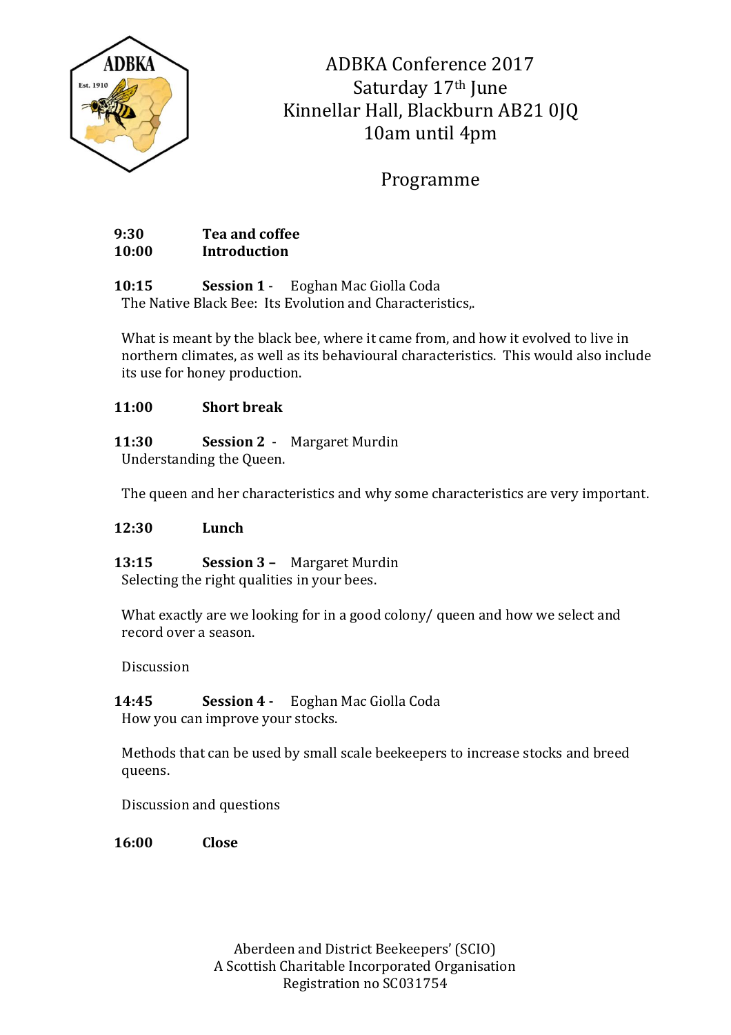# ADBKA Conference 2017
## Saturday 17th June
## Kinnellar Hall, Blackburn AB21 0JQ
## 10am until 4pm

## Programme

**9:30** **Tea and coffee**
**10:00** **Introduction**

**10:15** **Session 1** - Eoghan Mac Giolla Coda
The Native Black Bee: Its Evolution and Characteristics,.

What is meant by the black bee, where it came from, and how it evolved to live in northern climates, as well as its behavioural characteristics. This would also include its use for honey production.

**11:00** **Short break**

**11:30** **Session 2** - Margaret Murdin
Understanding the Queen.

The queen and her characteristics and why some characteristics are very important.

**12:30** **Lunch**

**13:15** **Session 3 –** Margaret Murdin
Selecting the right qualities in your bees.

What exactly are we looking for in a good colony/ queen and how we select and record over a season.

Discussion

**14:45** **Session 4 -** Eoghan Mac Giolla Coda
How you can improve your stocks.

Methods that can be used by small scale beekeepers to increase stocks and breed queens.

Discussion and questions

**16:00** **Close**

Aberdeen and District Beekeepers' (SCIO)
A Scottish Charitable Incorporated Organisation
Registration no SC031754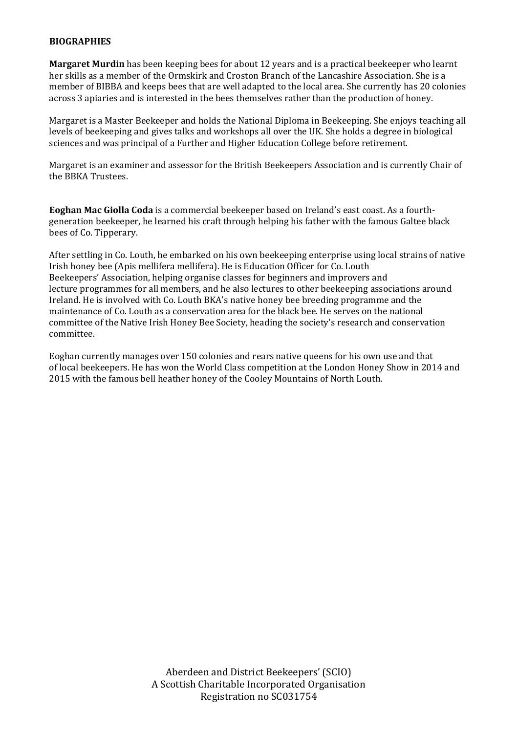**BIOGRAPHIES**

**Margaret Murdin** has been keeping bees for about 12 years and is a practical beekeeper who learnt her skills as a member of the Ormskirk and Croston Branch of the Lancashire Association. She is a member of BIBBA and keeps bees that are well adapted to the local area. She currently has 20 colonies across 3 apiaries and is interested in the bees themselves rather than the production of honey.

Margaret is a Master Beekeeper and holds the National Diploma in Beekeeping. She enjoys teaching all levels of beekeeping and gives talks and workshops all over the UK. She holds a degree in biological sciences and was principal of a Further and Higher Education College before retirement.

Margaret is an examiner and assessor for the British Beekeepers Association and is currently Chair of the BBKA Trustees.

**Eoghan Mac Giolla Coda** is a commercial beekeeper based on Ireland's east coast. As a fourth-generation beekeeper, he learned his craft through helping his father with the famous Galtee black bees of Co. Tipperary.

After settling in Co. Louth, he embarked on his own beekeeping enterprise using local strains of native Irish honey bee (Apis mellifera mellifera). He is Education Officer for Co. Louth Beekeepers' Association, helping organise classes for beginners and improvers and lecture programmes for all members, and he also lectures to other beekeeping associations around Ireland. He is involved with Co. Louth BKA's native honey bee breeding programme and the maintenance of Co. Louth as a conservation area for the black bee. He serves on the national committee of the Native Irish Honey Bee Society, heading the society's research and conservation committee.

Eoghan currently manages over 150 colonies and rears native queens for his own use and that of local beekeepers. He has won the World Class competition at the London Honey Show in 2014 and 2015 with the famous bell heather honey of the Cooley Mountains of North Louth.